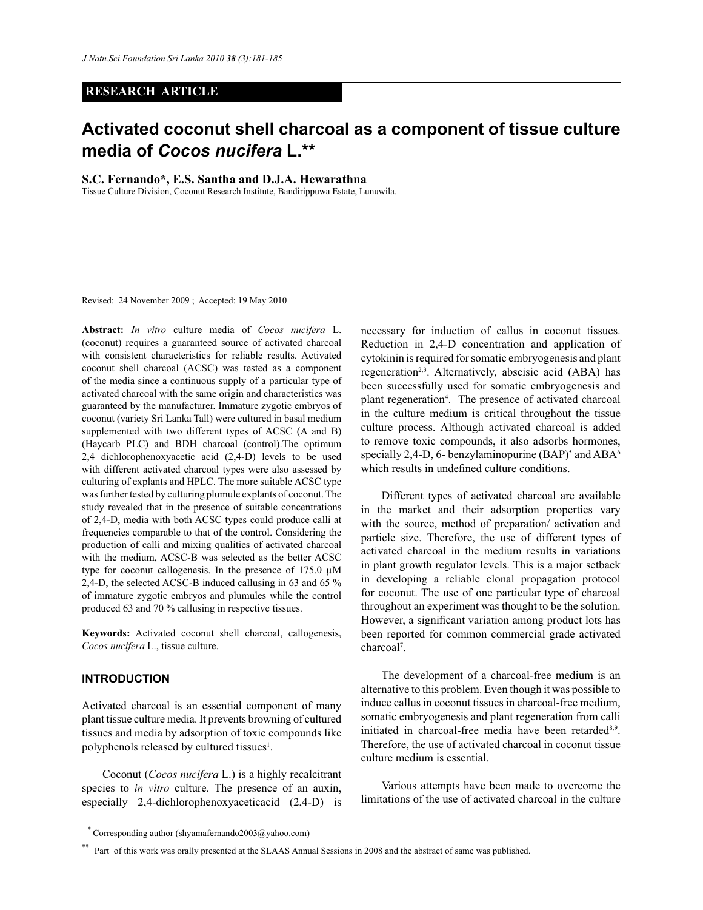RESEARCH ARTICLE

# Activated coconut shell charcoal as a component of tissue culture media of *Cocos nucifera* L.**

**S.C. Fernando*, E.S. Santha and D.J.A. Hewarathna**

Tissue Culture Division, Coconut Research Institute, Bandirippuwa Estate, Lunuwila.

Revised: 24 November 2009 ; Accepted: 19 May 2010

**Abstract:** *In vitro* culture media of *Cocos nucifera* L. (coconut) requires a guaranteed source of activated charcoal with consistent characteristics for reliable results. Activated coconut shell charcoal (ACSC) was tested as a component of the media since a continuous supply of a particular type of activated charcoal with the same origin and characteristics was guaranteed by the manufacturer. Immature zygotic embryos of coconut (variety Sri Lanka Tall) were cultured in basal medium supplemented with two different types of ACSC (A and B) (Haycarb PLC) and BDH charcoal (control).The optimum 2,4 dichlorophenoxyacetic acid (2,4-D) levels to be used with different activated charcoal types were also assessed by culturing of explants and HPLC. The more suitable ACSC type was further tested by culturing plumule explants of coconut. The study revealed that in the presence of suitable concentrations of 2,4-D, media with both ACSC types could produce calli at frequencies comparable to that of the control. Considering the production of calli and mixing qualities of activated charcoal with the medium, ACSC-B was selected as the better ACSC type for coconut callogenesis. In the presence of 175.0 µM 2,4-D, the selected ACSC-B induced callusing in 63 and 65 % of immature zygotic embryos and plumules while the control produced 63 and 70 % callusing in respective tissues.

**Keywords:** Activated coconut shell charcoal, callogenesis, *Cocos nucifera* L., tissue culture.

## INTRODUCTION

Activated charcoal is an essential component of many plant tissue culture media. It prevents browning of cultured tissues and media by adsorption of toxic compounds like polyphenols released by cultured tissues[1].

Coconut (*Cocos nucifera* L.) is a highly recalcitrant species to *in vitro* culture. The presence of an auxin, especially 2,4-dichlorophenoxyaceticacid (2,4-D) is necessary for induction of callus in coconut tissues. Reduction in 2,4-D concentration and application of cytokinin is required for somatic embryogenesis and plant regeneration[2,3]. Alternatively, abscisic acid (ABA) has been successfully used for somatic embryogenesis and plant regeneration[4]. The presence of activated charcoal in the culture medium is critical throughout the tissue culture process. Although activated charcoal is added to remove toxic compounds, it also adsorbs hormones, specially 2,4-D, 6- benzylaminopurine (BAP)[5] and ABA[6] which results in undefined culture conditions.

Different types of activated charcoal are available in the market and their adsorption properties vary with the source, method of preparation/ activation and particle size. Therefore, the use of different types of activated charcoal in the medium results in variations in plant growth regulator levels. This is a major setback in developing a reliable clonal propagation protocol for coconut. The use of one particular type of charcoal throughout an experiment was thought to be the solution. However, a significant variation among product lots has been reported for common commercial grade activated charcoal[7].

The development of a charcoal-free medium is an alternative to this problem. Even though it was possible to induce callus in coconut tissues in charcoal-free medium, somatic embryogenesis and plant regeneration from calli initiated in charcoal-free media have been retarded[8,9]. Therefore, the use of activated charcoal in coconut tissue culture medium is essential.

Various attempts have been made to overcome the limitations of the use of activated charcoal in the culture

---

* Corresponding author (shyamafernando2003@yahoo.com)

** Part of this work was orally presented at the SLAAS Annual Sessions in 2008 and the abstract of same was published.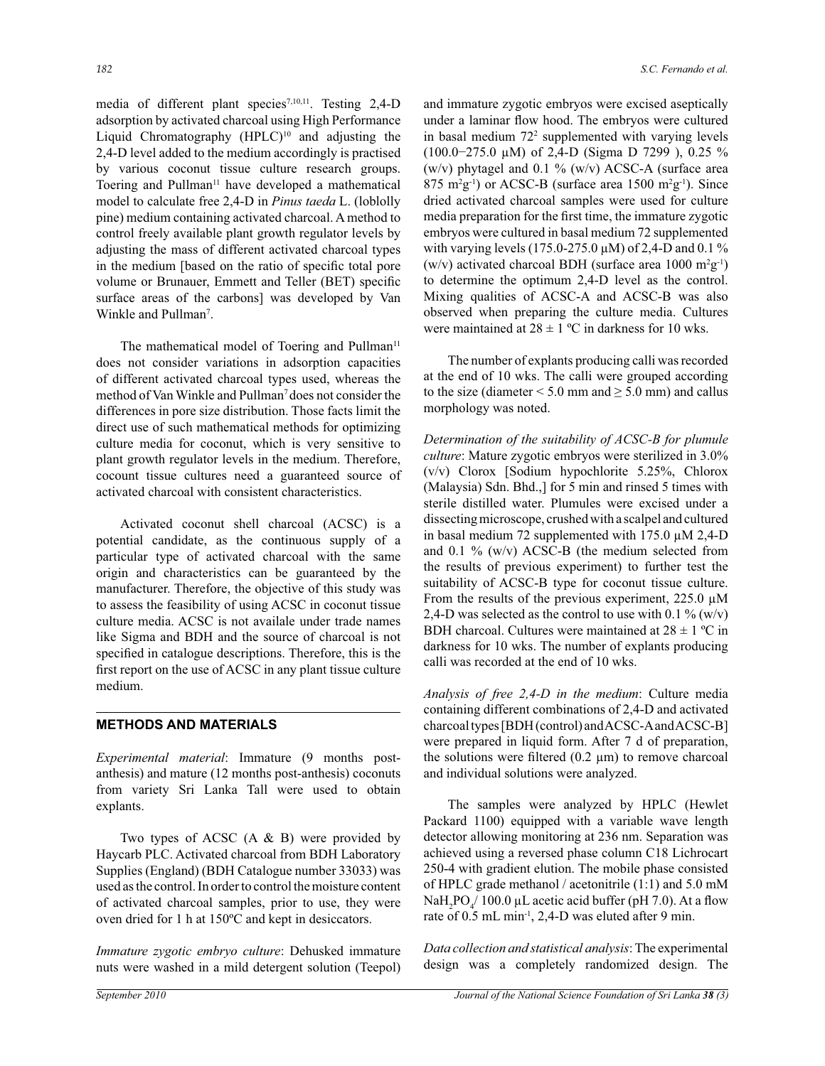media of different plant species[7,10,11]. Testing 2,4-D adsorption by activated charcoal using High Performance Liquid Chromatography (HPLC)[10] and adjusting the 2,4-D level added to the medium accordingly is practised by various coconut tissue culture research groups. Toering and Pullman[11] have developed a mathematical model to calculate free 2,4-D in *Pinus taeda* L. (loblolly pine) medium containing activated charcoal. A method to control freely available plant growth regulator levels by adjusting the mass of different activated charcoal types in the medium [based on the ratio of specific total pore volume or Brunauer, Emmett and Teller (BET) specific surface areas of the carbons] was developed by Van Winkle and Pullman[7].

The mathematical model of Toering and Pullman[11] does not consider variations in adsorption capacities of different activated charcoal types used, whereas the method of Van Winkle and Pullman[7] does not consider the differences in pore size distribution. Those facts limit the direct use of such mathematical methods for optimizing culture media for coconut, which is very sensitive to plant growth regulator levels in the medium. Therefore, cocount tissue cultures need a guaranteed source of activated charcoal with consistent characteristics.

Activated coconut shell charcoal (ACSC) is a potential candidate, as the continuous supply of a particular type of activated charcoal with the same origin and characteristics can be guaranteed by the manufacturer. Therefore, the objective of this study was to assess the feasibility of using ACSC in coconut tissue culture media. ACSC is not availale under trade names like Sigma and BDH and the source of charcoal is not specified in catalogue descriptions. Therefore, this is the first report on the use of ACSC in any plant tissue culture medium.

## METHODS AND MATERIALS

*Experimental material*: Immature (9 months post-anthesis) and mature (12 months post-anthesis) coconuts from variety Sri Lanka Tall were used to obtain explants.

Two types of ACSC (A & B) were provided by Haycarb PLC. Activated charcoal from BDH Laboratory Supplies (England) (BDH Catalogue number 33033) was used as the control. In order to control the moisture content of activated charcoal samples, prior to use, they were oven dried for 1 h at 150ºC and kept in desiccators.

*Immature zygotic embryo culture*: Dehusked immature nuts were washed in a mild detergent solution (Teepol) and immature zygotic embryos were excised aseptically under a laminar flow hood. The embryos were cultured in basal medium 72[2] supplemented with varying levels (100.0−275.0 µM) of 2,4-D (Sigma D 7299 ), 0.25 % (w/v) phytagel and 0.1 % (w/v) ACSC-A (surface area 875 $m^2g^{-1}$) or ACSC-B (surface area 1500 $m^2g^{-1}$). Since dried activated charcoal samples were used for culture media preparation for the first time, the immature zygotic embryos were cultured in basal medium 72 supplemented with varying levels (175.0-275.0 µM) of 2,4-D and 0.1 % (w/v) activated charcoal BDH (surface area 1000 $m^2g^{-1}$) to determine the optimum 2,4-D level as the control. Mixing qualities of ACSC-A and ACSC-B was also observed when preparing the culture media. Cultures were maintained at 28 ± 1 ºC in darkness for 10 wks.

The number of explants producing calli was recorded at the end of 10 wks. The calli were grouped according to the size (diameter < 5.0 mm and ≥ 5.0 mm) and callus morphology was noted.

*Determination of the suitability of ACSC-B for plumule culture*: Mature zygotic embryos were sterilized in 3.0% (v/v) Clorox [Sodium hypochlorite 5.25%, Chlorox (Malaysia) Sdn. Bhd.,] for 5 min and rinsed 5 times with sterile distilled water. Plumules were excised under a dissecting microscope, crushed with a scalpel and cultured in basal medium 72 supplemented with 175.0 µM 2,4-D and 0.1 % (w/v) ACSC-B (the medium selected from the results of previous experiment) to further test the suitability of ACSC-B type for coconut tissue culture. From the results of the previous experiment, 225.0 µM 2,4-D was selected as the control to use with 0.1 % (w/v) BDH charcoal. Cultures were maintained at 28 ± 1 ºC in darkness for 10 wks. The number of explants producing calli was recorded at the end of 10 wks.

*Analysis of free 2,4-D in the medium*: Culture media containing different combinations of 2,4-D and activated charcoal types [BDH (control) and ACSC-A and ACSC-B] were prepared in liquid form. After 7 d of preparation, the solutions were filtered (0.2 µm) to remove charcoal and individual solutions were analyzed.

The samples were analyzed by HPLC (Hewlet Packard 1100) equipped with a variable wave length detector allowing monitoring at 236 nm. Separation was achieved using a reversed phase column C18 Lichrocart 250-4 with gradient elution. The mobile phase consisted of HPLC grade methanol / acetonitrile (1:1) and 5.0 mM $NaH_2PO_4$/ 100.0 µL acetic acid buffer (pH 7.0). At a flow rate of 0.5 mL $min^{-1}$, 2,4-D was eluted after 9 min.

*Data collection and statistical analysis*: The experimental design was a completely randomized design. The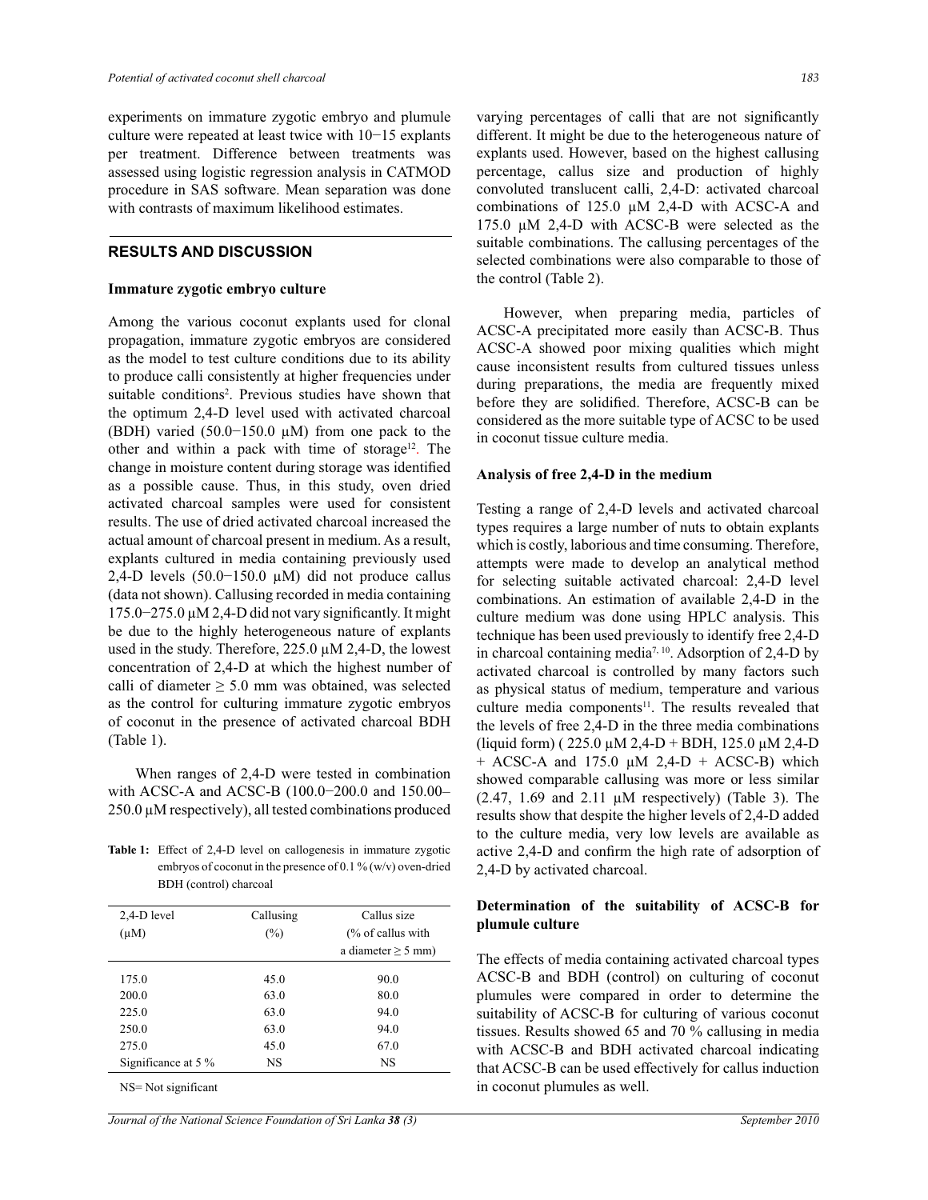experiments on immature zygotic embryo and plumule culture were repeated at least twice with 10−15 explants per treatment. Difference between treatments was assessed using logistic regression analysis in CATMOD procedure in SAS software. Mean separation was done with contrasts of maximum likelihood estimates.

## RESULTS AND DISCUSSION

### Immature zygotic embryo culture

Among the various coconut explants used for clonal propagation, immature zygotic embryos are considered as the model to test culture conditions due to its ability to produce calli consistently at higher frequencies under suitable conditions[2]. Previous studies have shown that the optimum 2,4-D level used with activated charcoal (BDH) varied (50.0−150.0 µM) from one pack to the other and within a pack with time of storage[12]. The change in moisture content during storage was identified as a possible cause. Thus, in this study, oven dried activated charcoal samples were used for consistent results. The use of dried activated charcoal increased the actual amount of charcoal present in medium. As a result, explants cultured in media containing previously used 2,4-D levels (50.0−150.0 µM) did not produce callus (data not shown). Callusing recorded in media containing 175.0−275.0 µM 2,4-D did not vary significantly. It might be due to the highly heterogeneous nature of explants used in the study. Therefore, 225.0 µM 2,4-D, the lowest concentration of 2,4-D at which the highest number of calli of diameter ≥ 5.0 mm was obtained, was selected as the control for culturing immature zygotic embryos of coconut in the presence of activated charcoal BDH (Table 1).

When ranges of 2,4-D were tested in combination with ACSC-A and ACSC-B (100.0−200.0 and 150.00–250.0 µM respectively), all tested combinations produced varying percentages of calli that are not significantly different. It might be due to the heterogeneous nature of explants used. However, based on the highest callusing percentage, callus size and production of highly convoluted translucent calli, 2,4-D: activated charcoal combinations of 125.0 µM 2,4-D with ACSC-A and 175.0 µM 2,4-D with ACSC-B were selected as the suitable combinations. The callusing percentages of the selected combinations were also comparable to those of the control (Table 2).

**Table 1:** Effect of 2,4-D level on callogenesis in immature zygotic embryos of coconut in the presence of 0.1 % (w/v) oven-dried BDH (control) charcoal

| 2,4-D level (µM) | Callusing (%) | Callus size (% of callus with a diameter ≥ 5 mm) |
|---|---|---|
| 175.0 | 45.0 | 90.0 |
| 200.0 | 63.0 | 80.0 |
| 225.0 | 63.0 | 94.0 |
| 250.0 | 63.0 | 94.0 |
| 275.0 | 45.0 | 67.0 |
| Significance at 5 % | NS | NS |

NS= Not significant

However, when preparing media, particles of ACSC-A precipitated more easily than ACSC-B. Thus ACSC-A showed poor mixing qualities which might cause inconsistent results from cultured tissues unless during preparations, the media are frequently mixed before they are solidified. Therefore, ACSC-B can be considered as the more suitable type of ACSC to be used in coconut tissue culture media.

### Analysis of free 2,4-D in the medium

Testing a range of 2,4-D levels and activated charcoal types requires a large number of nuts to obtain explants which is costly, laborious and time consuming. Therefore, attempts were made to develop an analytical method for selecting suitable activated charcoal: 2,4-D level combinations. An estimation of available 2,4-D in the culture medium was done using HPLC analysis. This technique has been used previously to identify free 2,4-D in charcoal containing media[7, 10]. Adsorption of 2,4-D by activated charcoal is controlled by many factors such as physical status of medium, temperature and various culture media components[11]. The results revealed that the levels of free 2,4-D in the three media combinations (liquid form) ( 225.0 µM 2,4-D + BDH, 125.0 µM 2,4-D + ACSC-A and 175.0 µM 2,4-D + ACSC-B) which showed comparable callusing was more or less similar (2.47, 1.69 and 2.11 µM respectively) (Table 3). The results show that despite the higher levels of 2,4-D added to the culture media, very low levels are available as active 2,4-D and confirm the high rate of adsorption of 2,4-D by activated charcoal.

### Determination of the suitability of ACSC-B for plumule culture

The effects of media containing activated charcoal types ACSC-B and BDH (control) on culturing of coconut plumules were compared in order to determine the suitability of ACSC-B for culturing of various coconut tissues. Results showed 65 and 70 % callusing in media with ACSC-B and BDH activated charcoal indicating that ACSC-B can be used effectively for callus induction in coconut plumules as well.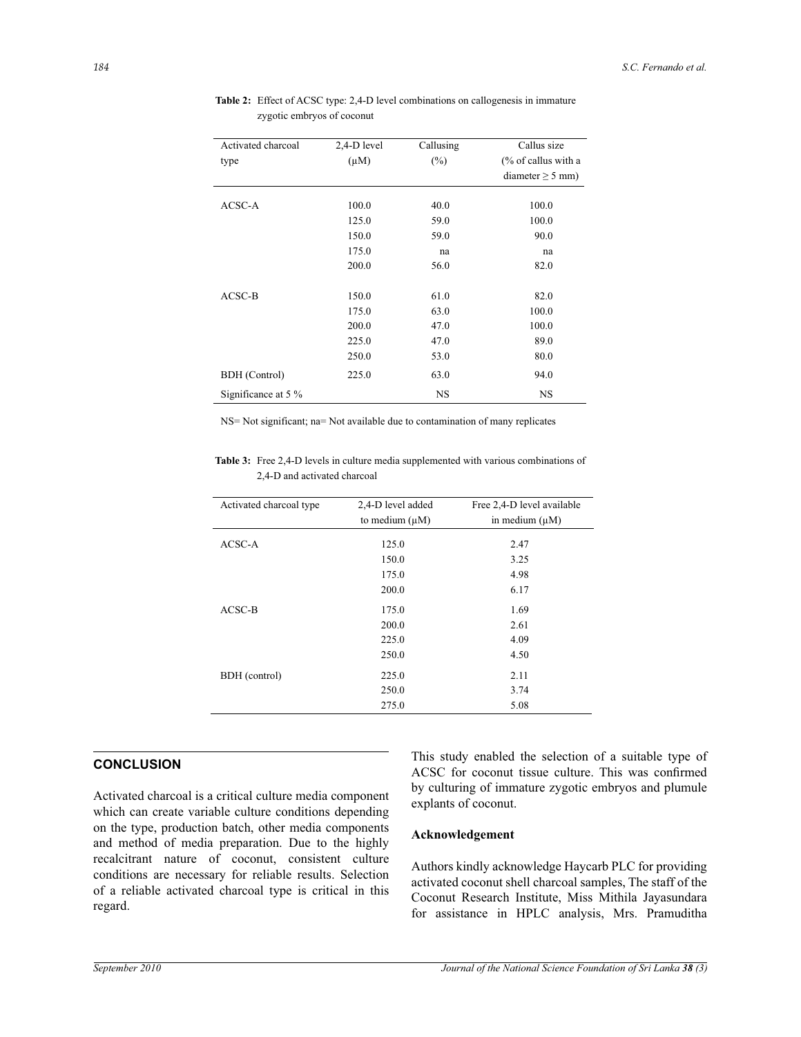**Table 2:** Effect of ACSC type: 2,4-D level combinations on callogenesis in immature zygotic embryos of coconut

| Activated charcoal type | 2,4-D level (µM) | Callusing (%) | Callus size (% of callus with a diameter ≥ 5 mm) |
|---|---|---|---|
| ACSC-A | 100.0 | 40.0 | 100.0 |
| | 125.0 | 59.0 | 100.0 |
| | 150.0 | 59.0 | 90.0 |
| | 175.0 | na | na |
| | 200.0 | 56.0 | 82.0 |
| ACSC-B | 150.0 | 61.0 | 82.0 |
| | 175.0 | 63.0 | 100.0 |
| | 200.0 | 47.0 | 100.0 |
| | 225.0 | 47.0 | 89.0 |
| | 250.0 | 53.0 | 80.0 |
| BDH (Control) | 225.0 | 63.0 | 94.0 |
| Significance at 5 % | | NS | NS |

NS= Not significant; na= Not available due to contamination of many replicates

**Table 3:** Free 2,4-D levels in culture media supplemented with various combinations of 2,4-D and activated charcoal

| Activated charcoal type | 2,4-D level added to medium (µM) | Free 2,4-D level available in medium (µM) |
|---|---|---|
| ACSC-A | 125.0 | 2.47 |
| | 150.0 | 3.25 |
| | 175.0 | 4.98 |
| | 200.0 | 6.17 |
| ACSC-B | 175.0 | 1.69 |
| | 200.0 | 2.61 |
| | 225.0 | 4.09 |
| | 250.0 | 4.50 |
| BDH (control) | 225.0 | 2.11 |
| | 250.0 | 3.74 |
| | 275.0 | 5.08 |

## CONCLUSION

Activated charcoal is a critical culture media component which can create variable culture conditions depending on the type, production batch, other media components and method of media preparation. Due to the highly recalcitrant nature of coconut, consistent culture conditions are necessary for reliable results. Selection of a reliable activated charcoal type is critical in this regard.

This study enabled the selection of a suitable type of ACSC for coconut tissue culture. This was confirmed by culturing of immature zygotic embryos and plumule explants of coconut.

### Acknowledgement

Authors kindly acknowledge Haycarb PLC for providing activated coconut shell charcoal samples, The staff of the Coconut Research Institute, Miss Mithila Jayasundara for assistance in HPLC analysis, Mrs. Pramuditha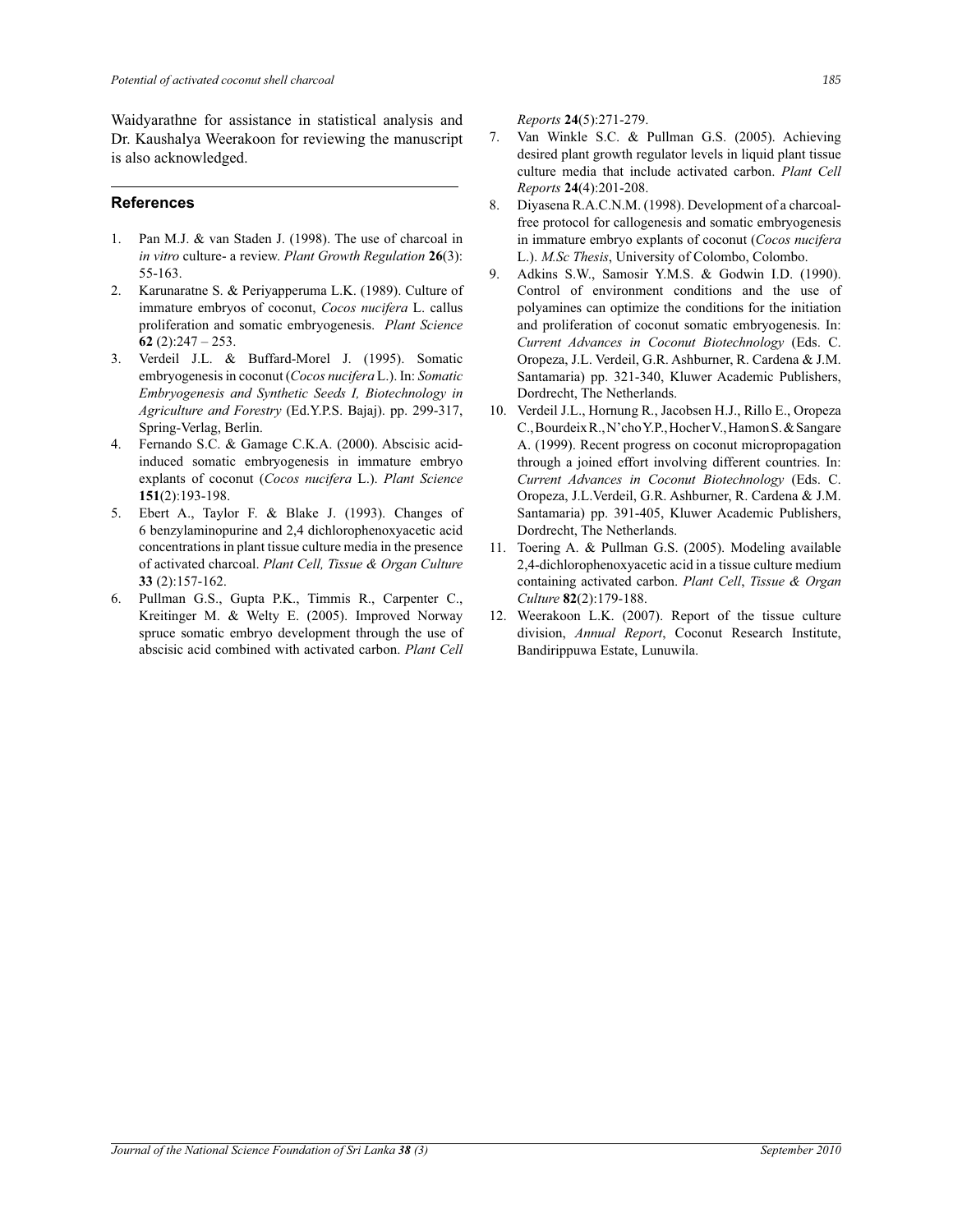Waidyarathne for assistance in statistical analysis and Dr. Kaushalya Weerakoon for reviewing the manuscript is also acknowledged.

## References

1. Pan M.J. & van Staden J. (1998). The use of charcoal in *in vitro* culture- a review. *Plant Growth Regulation* **26**(3): 55-163.
2. Karunaratne S. & Periyapperuma L.K. (1989). Culture of immature embryos of coconut, *Cocos nucifera* L. callus proliferation and somatic embryogenesis. *Plant Science* **62** (2):247 – 253.
3. Verdeil J.L. & Buffard-Morel J. (1995). Somatic embryogenesis in coconut (*Cocos nucifera* L.). In: *Somatic Embryogenesis and Synthetic Seeds I, Biotechnology in Agriculture and Forestry* (Ed.Y.P.S. Bajaj). pp. 299-317, Spring-Verlag, Berlin.
4. Fernando S.C. & Gamage C.K.A. (2000). Abscisic acid-induced somatic embryogenesis in immature embryo explants of coconut (*Cocos nucifera* L.). *Plant Science* **151**(2):193-198.
5. Ebert A., Taylor F. & Blake J. (1993). Changes of 6 benzylaminopurine and 2,4 dichlorophenoxyacetic acid concentrations in plant tissue culture media in the presence of activated charcoal. *Plant Cell, Tissue & Organ Culture* **33** (2):157-162.
6. Pullman G.S., Gupta P.K., Timmis R., Carpenter C., Kreitinger M. & Welty E. (2005). Improved Norway spruce somatic embryo development through the use of abscisic acid combined with activated carbon. *Plant Cell Reports* **24**(5):271-279.
7. Van Winkle S.C. & Pullman G.S. (2005). Achieving desired plant growth regulator levels in liquid plant tissue culture media that include activated carbon. *Plant Cell Reports* **24**(4):201-208.
8. Diyasena R.A.C.N.M. (1998). Development of a charcoal-free protocol for callogenesis and somatic embryogenesis in immature embryo explants of coconut (*Cocos nucifera* L.). *M.Sc Thesis*, University of Colombo, Colombo.
9. Adkins S.W., Samosir Y.M.S. & Godwin I.D. (1990). Control of environment conditions and the use of polyamines can optimize the conditions for the initiation and proliferation of coconut somatic embryogenesis. In: *Current Advances in Coconut Biotechnology* (Eds. C. Oropeza, J.L. Verdeil, G.R. Ashburner, R. Cardena & J.M. Santamaria) pp. 321-340, Kluwer Academic Publishers, Dordrecht, The Netherlands.
10. Verdeil J.L., Hornung R., Jacobsen H.J., Rillo E., Oropeza C., Bourdeix R., N'cho Y.P., Hocher V., Hamon S. & Sangare A. (1999). Recent progress on coconut micropropagation through a joined effort involving different countries. In: *Current Advances in Coconut Biotechnology* (Eds. C. Oropeza, J.L.Verdeil, G.R. Ashburner, R. Cardena & J.M. Santamaria) pp. 391-405, Kluwer Academic Publishers, Dordrecht, The Netherlands.
11. Toering A. & Pullman G.S. (2005). Modeling available 2,4-dichlorophenoxyacetic acid in a tissue culture medium containing activated carbon. *Plant Cell*, *Tissue & Organ Culture* **82**(2):179-188.
12. Weerakoon L.K. (2007). Report of the tissue culture division, *Annual Report*, Coconut Research Institute, Bandirippuwa Estate, Lunuwila.